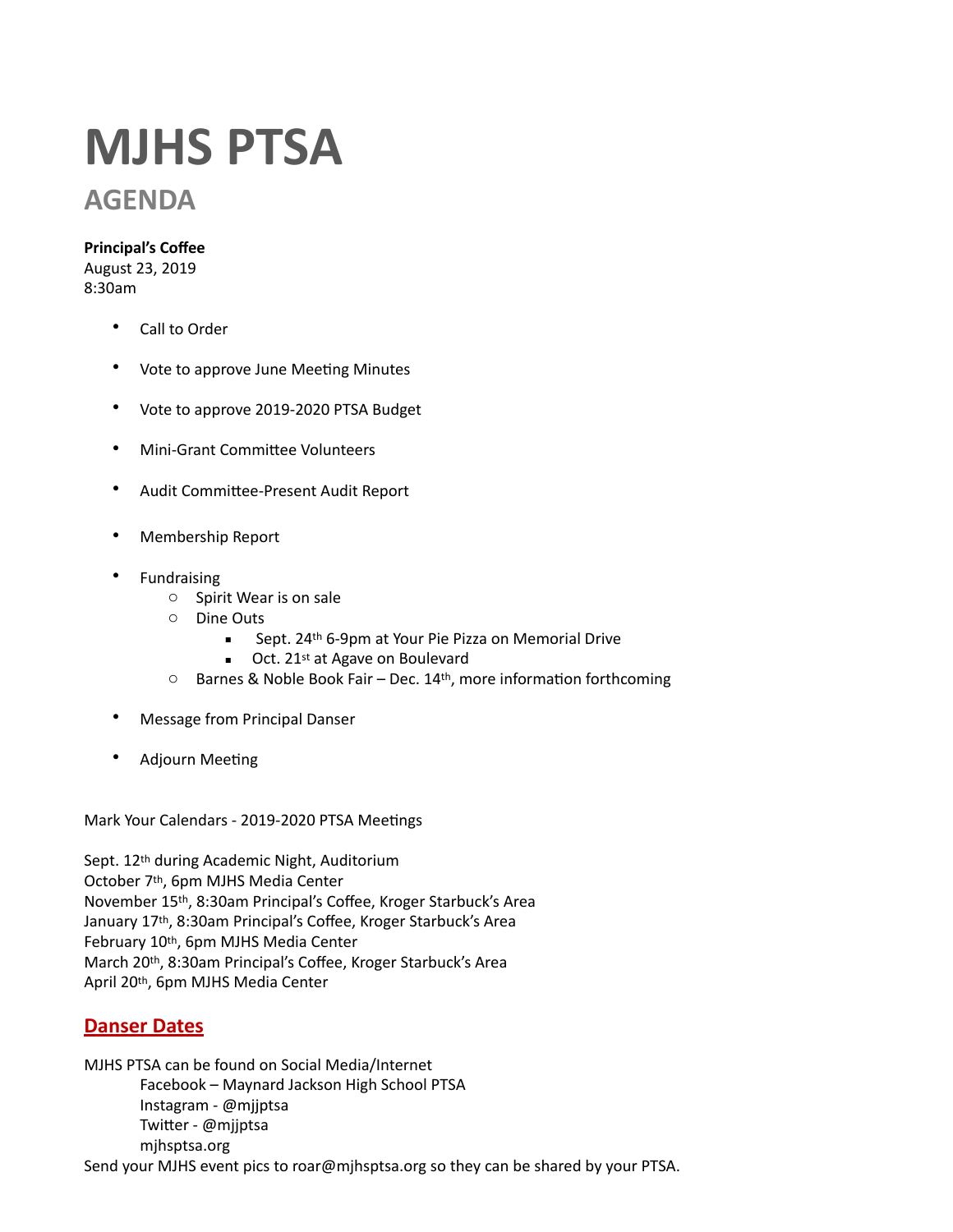# MJHS PTSA

## AGENDA

**Principal's Coffee**
August 23, 2019
8:30am

- Call to Order
- Vote to approve June Meeting Minutes
- Vote to approve 2019-2020 PTSA Budget
- Mini-Grant Committee Volunteers
- Audit Committee-Present Audit Report
- Membership Report
- Fundraising
  - Spirit Wear is on sale
  - Dine Outs
    - Sept. 24th 6-9pm at Your Pie Pizza on Memorial Drive
    - Oct. 21st at Agave on Boulevard
  - Barnes & Noble Book Fair – Dec. 14th, more information forthcoming
- Message from Principal Danser
- Adjourn Meeting

Mark Your Calendars - 2019-2020 PTSA Meetings

Sept. 12th during Academic Night, Auditorium
October 7th, 6pm MJHS Media Center
November 15th, 8:30am Principal's Coffee, Kroger Starbuck's Area
January 17th, 8:30am Principal's Coffee, Kroger Starbuck's Area
February 10th, 6pm MJHS Media Center
March 20th, 8:30am Principal's Coffee, Kroger Starbuck's Area
April 20th, 6pm MJHS Media Center

**Danser Dates**

MJHS PTSA can be found on Social Media/Internet
  Facebook – Maynard Jackson High School PTSA
  Instagram - @mjjptsa
  Twitter - @mjjptsa
  mjhsptsa.org

Send your MJHS event pics to roar@mjhsptsa.org so they can be shared by your PTSA.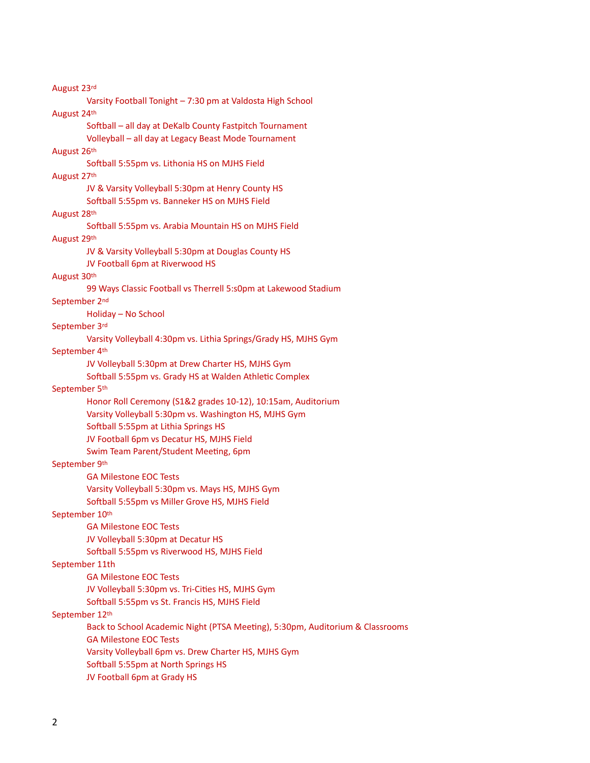August 23rd

- Varsity Football Tonight – 7:30 pm at Valdosta High School

August 24th

- Softball – all day at DeKalb County Fastpitch Tournament
- Volleyball – all day at Legacy Beast Mode Tournament

August 26th

- Softball 5:55pm vs. Lithonia HS on MJHS Field

August 27th

- JV & Varsity Volleyball 5:30pm at Henry County HS
- Softball 5:55pm vs. Banneker HS on MJHS Field

August 28th

- Softball 5:55pm vs. Arabia Mountain HS on MJHS Field

August 29th

- JV & Varsity Volleyball 5:30pm at Douglas County HS
- JV Football 6pm at Riverwood HS

August 30th

- 99 Ways Classic Football vs Therrell 5:s0pm at Lakewood Stadium

September 2nd

- Holiday – No School

September 3rd

- Varsity Volleyball 4:30pm vs. Lithia Springs/Grady HS, MJHS Gym

September 4th

- JV Volleyball 5:30pm at Drew Charter HS, MJHS Gym
- Softball 5:55pm vs. Grady HS at Walden Athletic Complex

September 5th

- Honor Roll Ceremony (S1&2 grades 10-12), 10:15am, Auditorium
- Varsity Volleyball 5:30pm vs. Washington HS, MJHS Gym
- Softball 5:55pm at Lithia Springs HS
- JV Football 6pm vs Decatur HS, MJHS Field
- Swim Team Parent/Student Meeting, 6pm

September 9th

- GA Milestone EOC Tests
- Varsity Volleyball 5:30pm vs. Mays HS, MJHS Gym
- Softball 5:55pm vs Miller Grove HS, MJHS Field

September 10th

- GA Milestone EOC Tests
- JV Volleyball 5:30pm at Decatur HS
- Softball 5:55pm vs Riverwood HS, MJHS Field

September 11th

- GA Milestone EOC Tests
- JV Volleyball 5:30pm vs. Tri-Cities HS, MJHS Gym
- Softball 5:55pm vs St. Francis HS, MJHS Field

September 12th

- Back to School Academic Night (PTSA Meeting), 5:30pm, Auditorium & Classrooms
- GA Milestone EOC Tests
- Varsity Volleyball 6pm vs. Drew Charter HS, MJHS Gym
- Softball 5:55pm at North Springs HS
- JV Football 6pm at Grady HS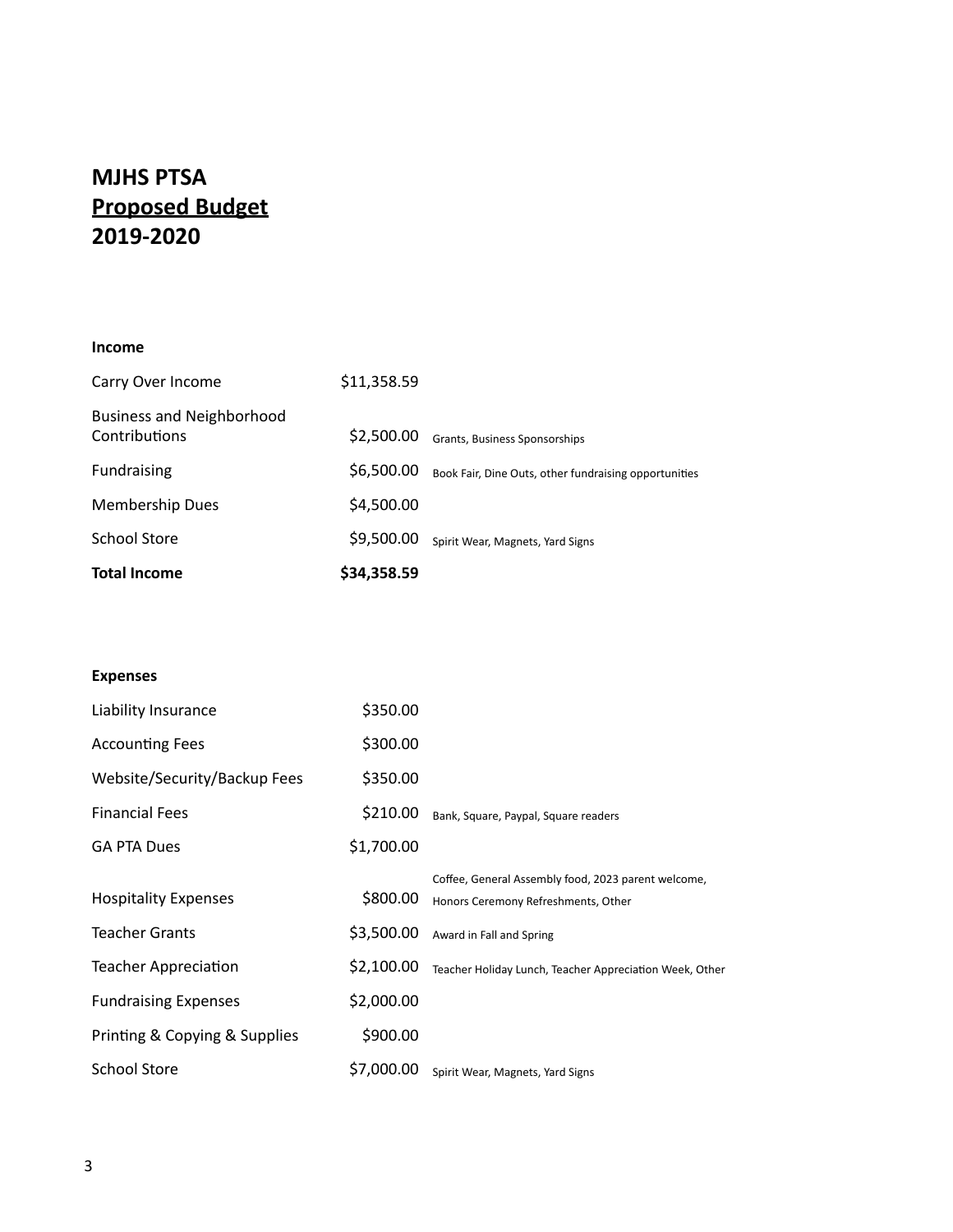# MJHS PTSA
## Proposed Budget
## 2019-2020

**Income**

| | | |
|---|---|---|
| Carry Over Income | $11,358.59 | |
| Business and Neighborhood Contributions | $2,500.00 | Grants, Business Sponsorships |
| Fundraising | $6,500.00 | Book Fair, Dine Outs, other fundraising opportunities |
| Membership Dues | $4,500.00 | |
| School Store | $9,500.00 | Spirit Wear, Magnets, Yard Signs |
| **Total Income** | **$34,358.59** | |

**Expenses**

| | | |
|---|---|---|
| Liability Insurance | $350.00 | |
| Accounting Fees | $300.00 | |
| Website/Security/Backup Fees | $350.00 | |
| Financial Fees | $210.00 | Bank, Square, Paypal, Square readers |
| GA PTA Dues | $1,700.00 | |
| Hospitality Expenses | $800.00 | Coffee, General Assembly food, 2023 parent welcome, Honors Ceremony Refreshments, Other |
| Teacher Grants | $3,500.00 | Award in Fall and Spring |
| Teacher Appreciation | $2,100.00 | Teacher Holiday Lunch, Teacher Appreciation Week, Other |
| Fundraising Expenses | $2,000.00 | |
| Printing & Copying & Supplies | $900.00 | |
| School Store | $7,000.00 | Spirit Wear, Magnets, Yard Signs |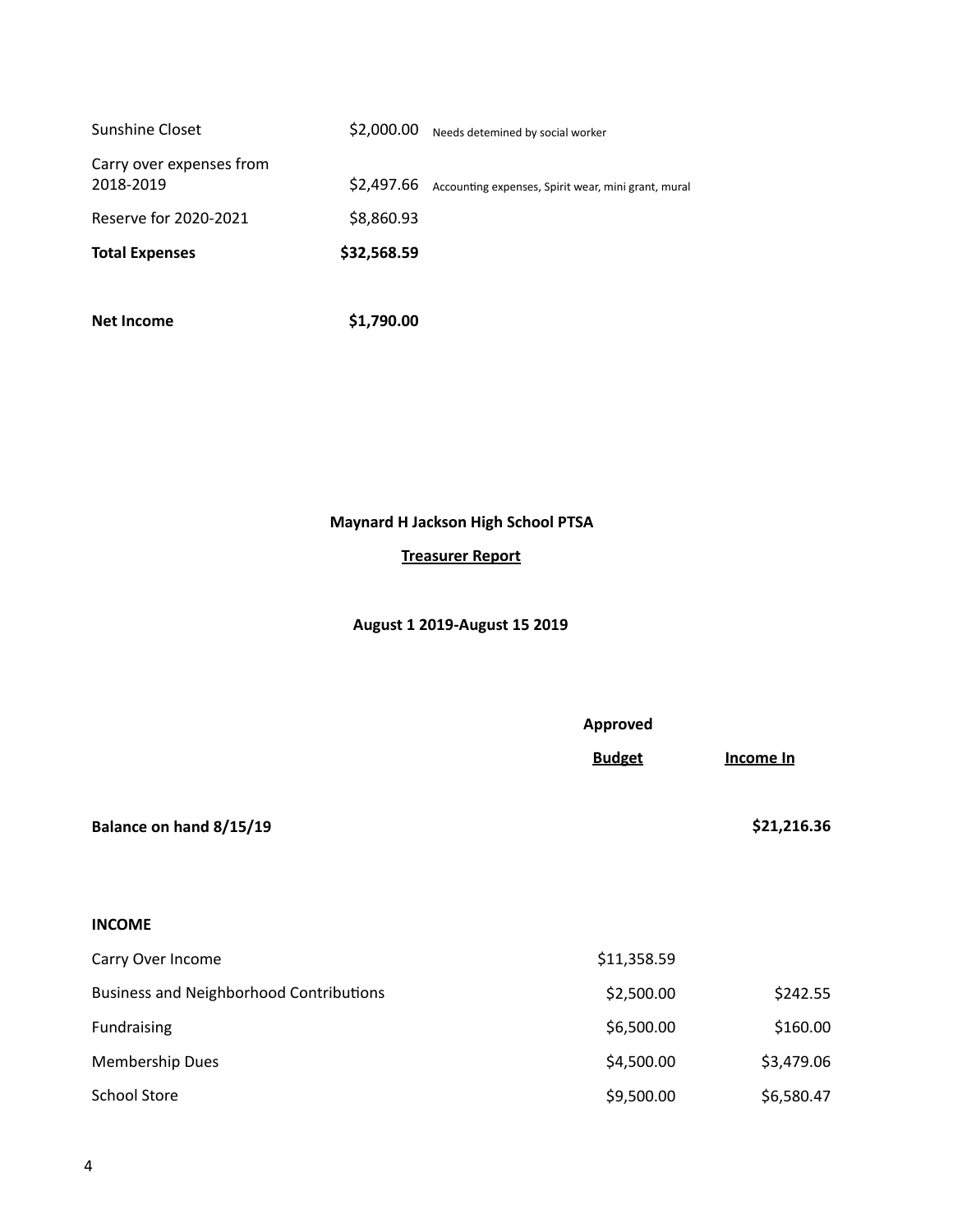| | | |
|---|---|---|
| Sunshine Closet | $2,000.00 | Needs detemined by social worker |
| Carry over expenses from 2018-2019 | $2,497.66 | Accounting expenses, Spirit wear, mini grant, mural |
| Reserve for 2020-2021 | $8,860.93 | |
| **Total Expenses** | **$32,568.59** | |
| | | |
| **Net Income** | **$1,790.00** | |

**Maynard H Jackson High School PTSA**

**Treasurer Report**

**August 1 2019-August 15 2019**

| | **Approved Budget** | **Income In** |
|---|---|---|
| **Balance on hand 8/15/19** | | **$21,216.36** |
| | | |
| **INCOME** | | |
| Carry Over Income | $11,358.59 | |
| Business and Neighborhood Contributions | $2,500.00 | $242.55 |
| Fundraising | $6,500.00 | $160.00 |
| Membership Dues | $4,500.00 | $3,479.06 |
| School Store | $9,500.00 | $6,580.47 |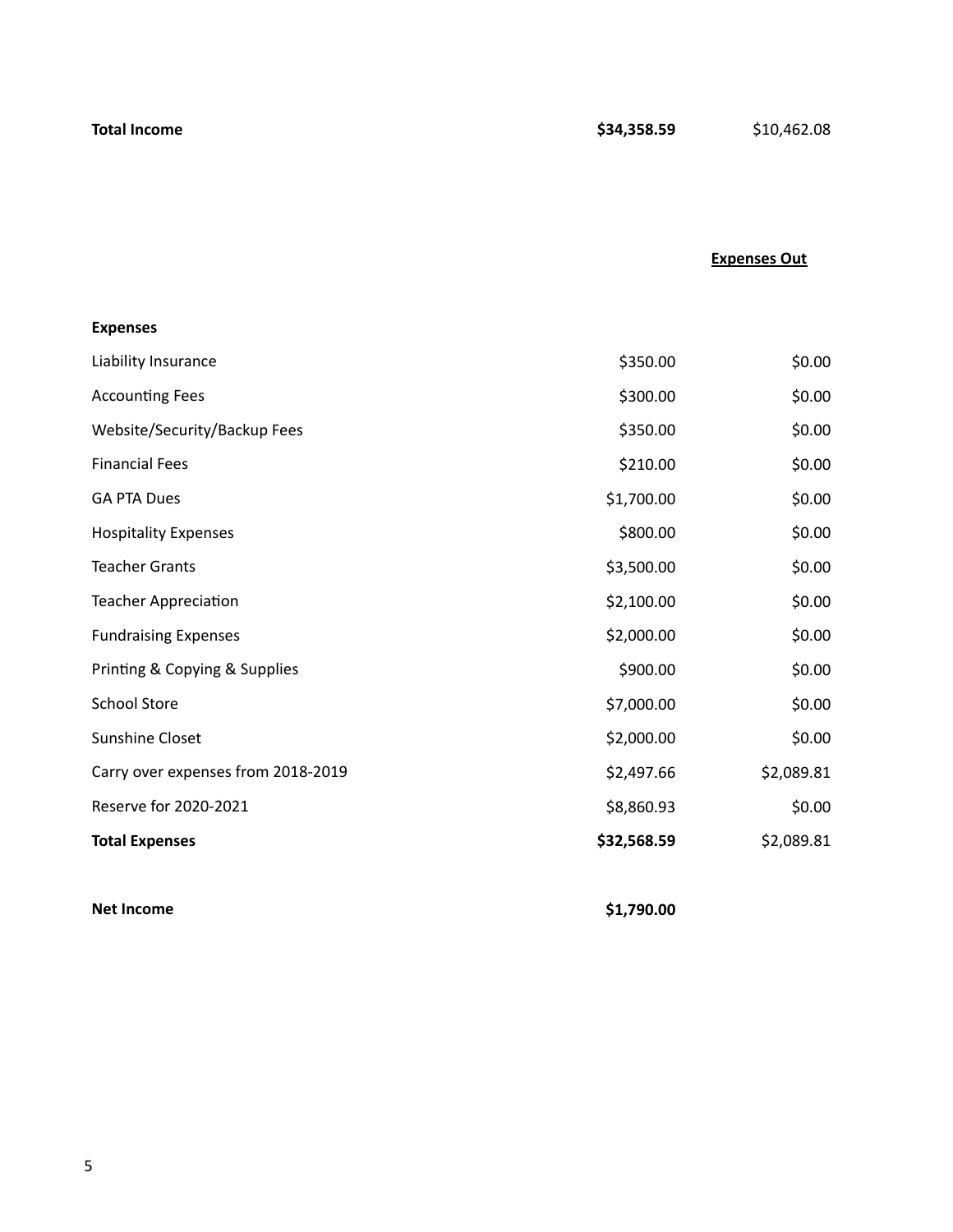| | | |
|---|---|---|
| **Total Income** | **$34,358.59** | $10,462.08 |
| | | **Expenses Out** |
| **Expenses** | | |
| Liability Insurance | $350.00 | $0.00 |
| Accounting Fees | $300.00 | $0.00 |
| Website/Security/Backup Fees | $350.00 | $0.00 |
| Financial Fees | $210.00 | $0.00 |
| GA PTA Dues | $1,700.00 | $0.00 |
| Hospitality Expenses | $800.00 | $0.00 |
| Teacher Grants | $3,500.00 | $0.00 |
| Teacher Appreciation | $2,100.00 | $0.00 |
| Fundraising Expenses | $2,000.00 | $0.00 |
| Printing & Copying & Supplies | $900.00 | $0.00 |
| School Store | $7,000.00 | $0.00 |
| Sunshine Closet | $2,000.00 | $0.00 |
| Carry over expenses from 2018-2019 | $2,497.66 | $2,089.81 |
| Reserve for 2020-2021 | $8,860.93 | $0.00 |
| **Total Expenses** | **$32,568.59** | $2,089.81 |
| | | |
| **Net Income** | **$1,790.00** | |